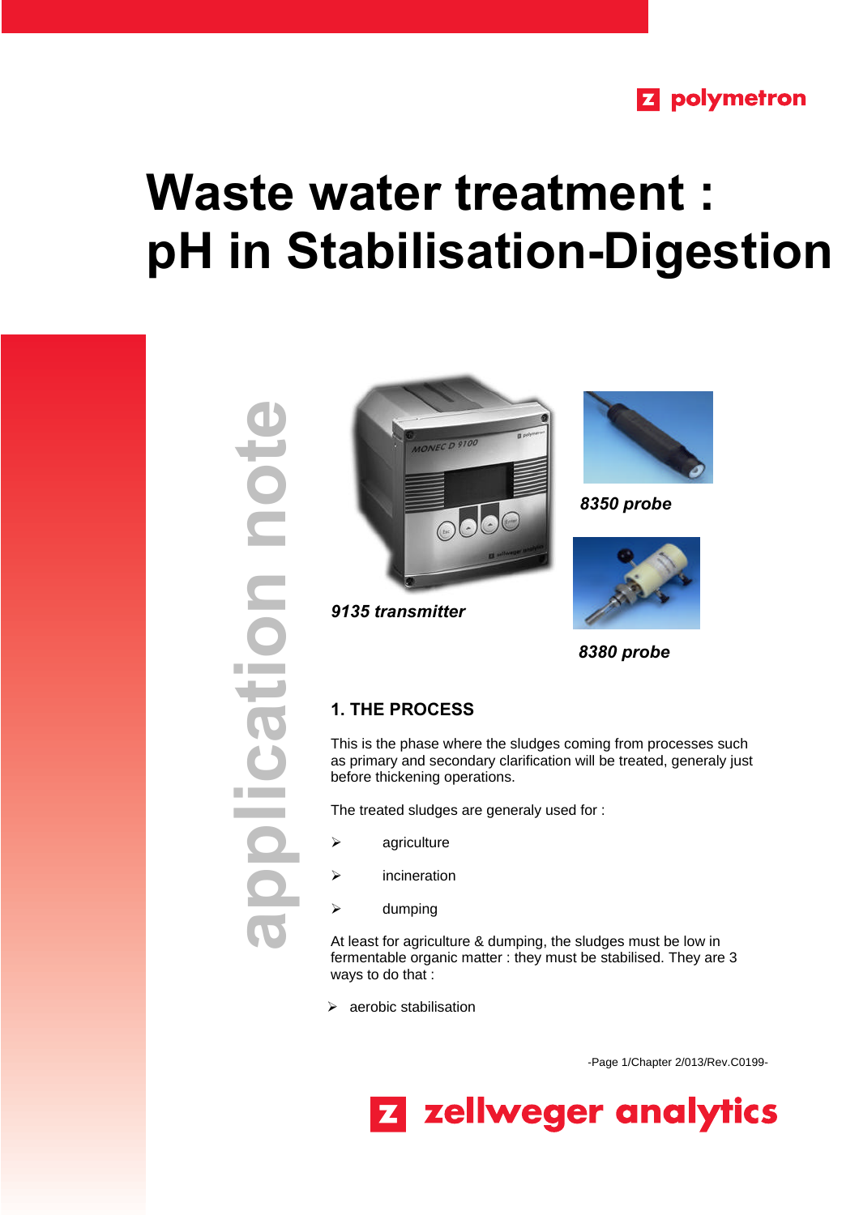polymetron

# Waste water treatment : pH in Stabilisation-Digestion

application note

*9135 transmitter*

*8350 probe*

*8380 probe*

## 1. THE PROCESS

This is the phase where the sludges coming from processes such as primary and secondary clarification will be treated, generaly just before thickening operations.

The treated sludges are generaly used for :

- agriculture
- incineration
- dumping

At least for agriculture & dumping, the sludges must be low in fermentable organic matter : they must be stabilised. They are 3 ways to do that :

- aerobic stabilisation

zellweger analytics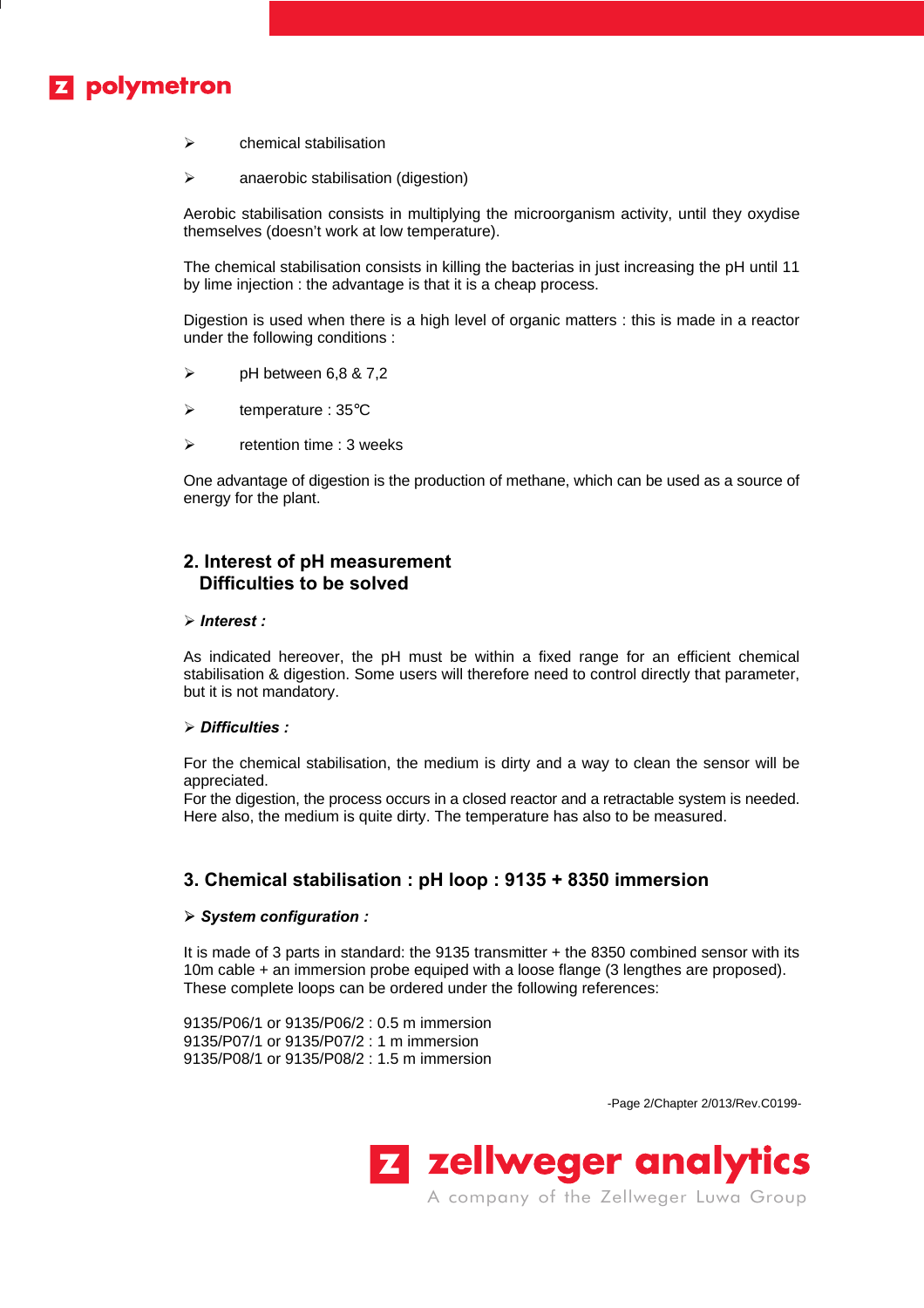- chemical stabilisation
- anaerobic stabilisation (digestion)

Aerobic stabilisation consists in multiplying the microorganism activity, until they oxydise themselves (doesn't work at low temperature).

The chemical stabilisation consists in killing the bacterias in just increasing the pH until 11 by lime injection : the advantage is that it is a cheap process.

Digestion is used when there is a high level of organic matters : this is made in a reactor under the following conditions :

- pH between 6,8 & 7,2
- temperature : 35°C
- retention time : 3 weeks

One advantage of digestion is the production of methane, which can be used as a source of energy for the plant.

## 2. Interest of pH measurement Difficulties to be solved

➢ ***Interest :***

As indicated hereover, the pH must be within a fixed range for an efficient chemical stabilisation & digestion. Some users will therefore need to control directly that parameter, but it is not mandatory.

➢ ***Difficulties :***

For the chemical stabilisation, the medium is dirty and a way to clean the sensor will be appreciated.
For the digestion, the process occurs in a closed reactor and a retractable system is needed. Here also, the medium is quite dirty. The temperature has also to be measured.

## 3. Chemical stabilisation : pH loop : 9135 + 8350 immersion

➢ ***System configuration :***

It is made of 3 parts in standard: the 9135 transmitter + the 8350 combined sensor with its 10m cable + an immersion probe equiped with a loose flange (3 lengthes are proposed). These complete loops can be ordered under the following references:

9135/P06/1 or 9135/P06/2 : 0.5 m immersion
9135/P07/1 or 9135/P07/2 : 1 m immersion
9135/P08/1 or 9135/P08/2 : 1.5 m immersion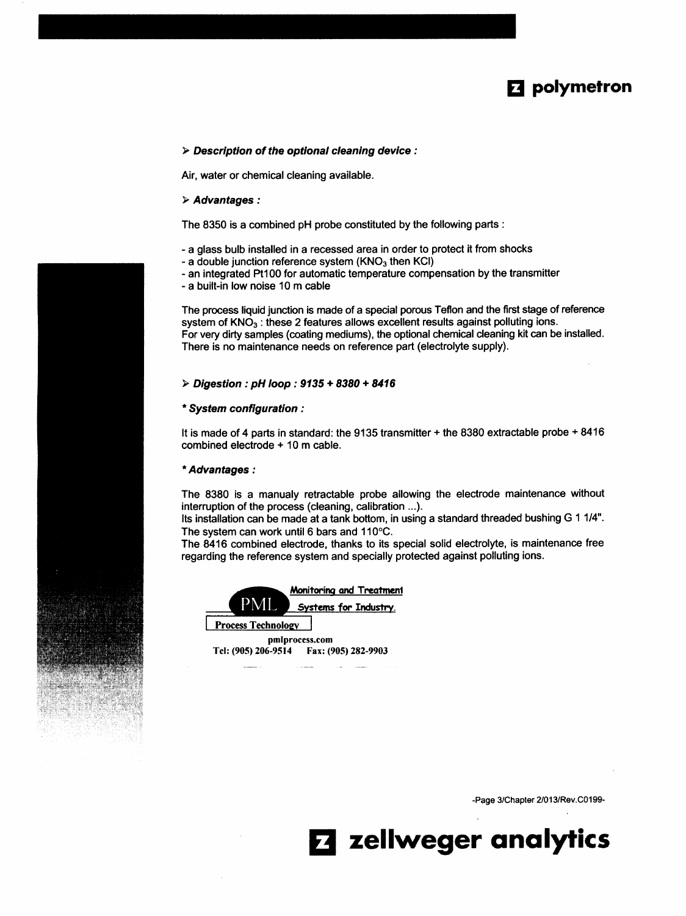> ***Description of the optional cleaning device :***

Air, water or chemical cleaning available.

> ***Advantages :***

The 8350 is a combined pH probe constituted by the following parts :

- a glass bulb installed in a recessed area in order to protect it from shocks
- a double junction reference system ($KNO_3$ then KCl)
- an integrated Pt100 for automatic temperature compensation by the transmitter
- a built-in low noise 10 m cable

The process liquid junction is made of a special porous Teflon and the first stage of reference system of $KNO_3$ : these 2 features allows excellent results against polluting ions.
For very dirty samples (coating mediums), the optional chemical cleaning kit can be installed.
There is no maintenance needs on reference part (electrolyte supply).

> ***Digestion : pH loop : 9135 + 8380 + 8416***

***\* System configuration :***

It is made of 4 parts in standard: the 9135 transmitter + the 8380 extractable probe + 8416 combined electrode + 10 m cable.

***\* Advantages :***

The 8380 is a manualy retractable probe allowing the electrode maintenance without interruption of the process (cleaning, calibration ...).
Its installation can be made at a tank bottom, in using a standard threaded bushing G 1 1/4".
The system can work until 6 bars and 110°C.
The 8416 combined electrode, thanks to its special solid electrolyte, is maintenance free regarding the reference system and specially protected against polluting ions.

PML Monitoring and Treatment Systems for Industry.
Process Technology
pmlprocess.com
Tel: (905) 206-9514 Fax: (905) 282-9903